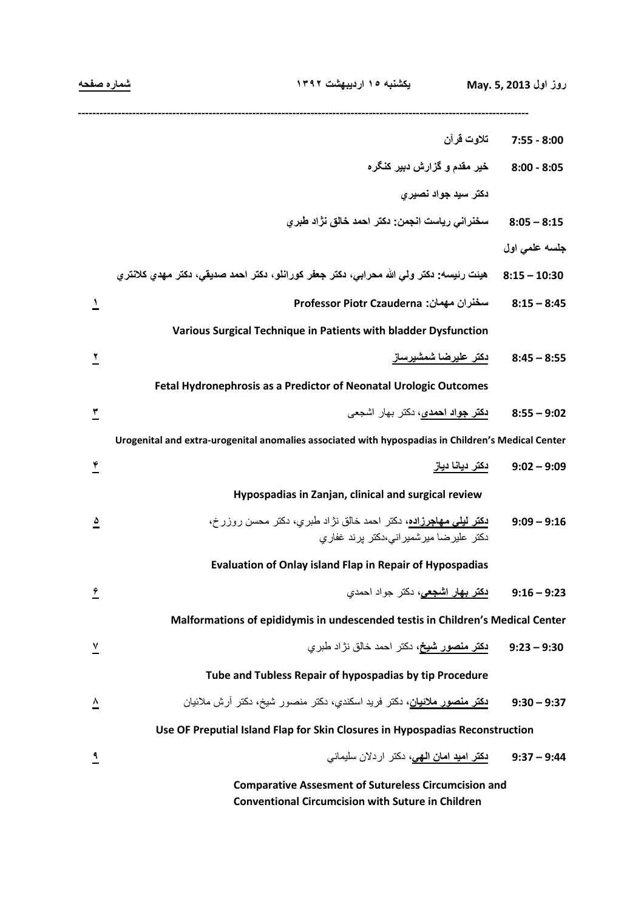روز اول May. 5, 2013 | یکشنبه ۱۵ اردیبهشت ۱۳۹۲ | شماره صفحه

---

| زمان | برنامه | شماره صفحه |
|---|---|---|
| 7:55 - 8:00 | **تلاوت قرآن** | |
| 8:00 - 8:05 | **خیر مقدم و گزارش دبیر کنگره**<br>**دكتر سيد جواد نصيري** | |
| 8:05 – 8:15 | **سخنراني رياست انجمن: دكتر احمد خالق نژاد طبري** | |
| **جلسه علمي اول** | | |
| 8:15 – 10:30 | **هيئت رئيسه: دكتر ولي الله محرابي، دكتر جعفر كورانلو، دكتر احمد صديقي، دكتر مهدي كلانتري** | |
| 8:15 – 8:45 | **سخنران مهمان: Professor Piotr Czauderna**<br>**Various Surgical Technique in Patients with bladder Dysfunction** | ۱ |
| 8:45 – 8:55 | **دكتر عليرضا شمشيرساز**<br>**Fetal Hydronephrosis as a Predictor of Neonatal Urologic Outcomes** | ۲ |
| 8:55 – 9:02 | **دکتر جواد احمدی**، دکتر بهار اشجعی<br>**Urogenital and extra-urogenital anomalies associated with hypospadias in Children's Medical Center** | ۳ |
| 9:02 – 9:09 | **دكتر ديانا دياز**<br>**Hypospadias in Zanjan, clinical and surgical review** | ۴ |
| 9:09 – 9:16 | **دكتر ليلي مهاجرزاده**، دكتر احمد خالق نژاد طبري، دكتر محسن روزرخ، دكتر عليرضا ميرشميراني،دكتر پرند غفاري<br>**Evaluation of Onlay island Flap in Repair of Hypospadias** | ۵ |
| 9:16 – 9:23 | **دكتر بهار اشجعي**، دكتر جواد احمدي<br>**Malformations of epididymis in undescended testis in Children's Medical Center** | ۶ |
| 9:23 – 9:30 | **دكتر منصور شيخ**، دكتر احمد خالق نژاد طبري<br>**Tube and Tubless Repair of hypospadias by tip Procedure** | ۷ |
| 9:30 – 9:37 | **دكتر منصور ملائيان**، دكتر فريد اسكندي، دكتر منصور شيخ، دكتر آرش ملائيان<br>**Use OF Preputial Island Flap for Skin Closures in Hypospadias Reconstruction** | ۸ |
| 9:37 – 9:44 | **دكتر اميد امان الهي**، دكتر اردلان سليماني<br>**Comparative Assesment of Sutureless Circumcision and Conventional Circumcision with Suture in Children** | ۹ |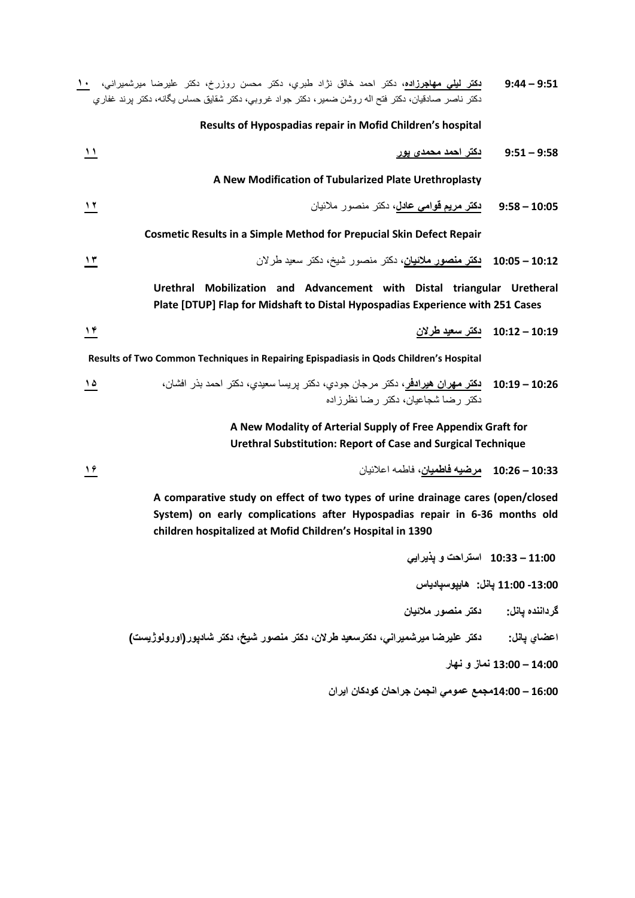**9:44 – 9:51** **<u>دکتر ليلي مهاجرزاده</u>**، دکتر احمد خالق نژاد طبري، دکتر محسن روزرخ، دکتر عليرضا ميرشميراني، دکتر ناصر صادقيان، دکتر فتح اله روشن ضمير، دکتر جواد غروبي، دکتر شقايق حساس يگانه، دکتر پرند غفاري **<u>۱۰</u>**

**Results of Hypospadias repair in Mofid Children's hospital**

**9:51 – 9:58** **<u>دکتر احمد محمدی پور</u>** **<u>۱۱</u>**

**A New Modification of Tubularized Plate Urethroplasty**

**9:58 – 10:05** **<u>دکتر مريم قوامي عادل</u>**، دکتر منصور ملائيان **<u>۱۲</u>**

**Cosmetic Results in a Simple Method for Prepucial Skin Defect Repair**

**10:05 – 10:12** **<u>دکتر منصور ملائيان</u>**، دکتر منصور شيخ، دکتر سعيد طرلان **<u>۱۳</u>**

**Urethral Mobilization and Advancement with Distal triangular Uretheral Plate [DTUP] Flap for Midshaft to Distal Hypospadias Experience with 251 Cases**

**10:12 – 10:19** **<u>دکتر سعيد طرلان</u>** **<u>۱۴</u>**

**Results of Two Common Techniques in Repairing Epispadiasis in Qods Children's Hospital**

**10:19 – 10:26** **<u>دکتر مهران هيرادفر</u>**، دکتر مرجان جودي، دکتر پريسا سعيدي، دکتر احمد بذر افشان، دکتر رضا شجاعيان، دکتر رضا نظرزاده **<u>۱۵</u>**

**A New Modality of Arterial Supply of Free Appendix Graft for Urethral Substitution: Report of Case and Surgical Technique**

**10:26 – 10:33** **<u>مرضيه فاطميان</u>**، فاطمه اعلائيان **<u>۱۶</u>**

**A comparative study on effect of two types of urine drainage cares (open/closed System) on early complications after Hypospadias repair in 6-36 months old children hospitalized at Mofid Children's Hospital in 1390**

**10:33 – 11:00 استراحت و پذيرايي**

**11:00 -13:00 پانل: هايپوسپادياس**

**گرداننده پانل: دکتر منصور ملائيان**

**اعضاي پانل: دکتر عليرضا ميرشميراني، دکترسعيد طرلان، دکتر منصور شيخ، دکتر شادپور(اورولوژيست)**

**13:00 – 14:00 نماز و نهار**

**14:00 – 16:00مجمع عمومي انجمن جراحان کودکان ايران**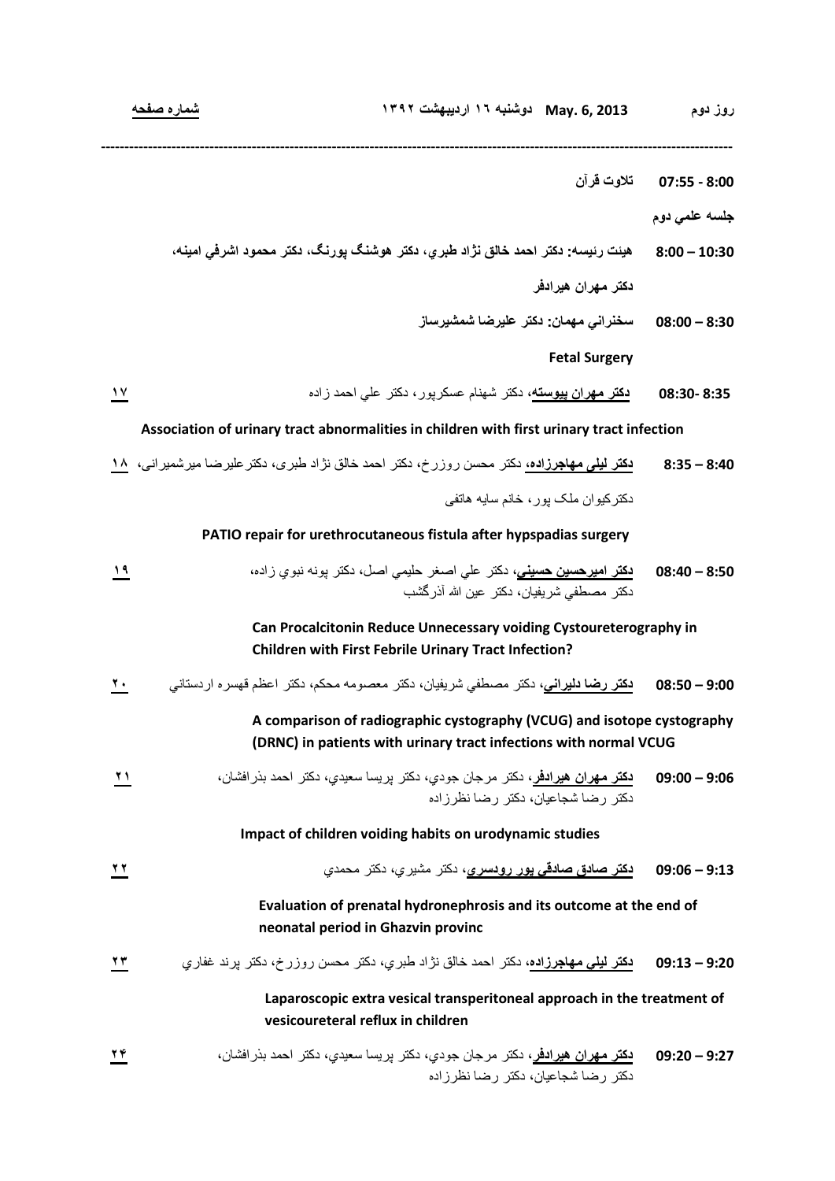روز دوم | May. 6, 2013 دوشنبه ۱۶ اردیبهشت ۱۳۹۲ | شماره صفحه

---

**07:55 - 8:00** تلاوت قرآن

**جلسه علمي دوم**

**8:00 – 10:30** **هيئت رئيسه: دكتر احمد خالق نژاد طبري، دكتر هوشنگ پورنگ، دكتر محمود اشرفي امينه، دكتر مهران هيرادفر**

**08:00 – 8:30** **سخنراني مهمان: دكتر عليرضا شمشيرساز**

**Fetal Surgery**

**08:30- 8:35** **دكتر مهران پيوسته**، دكتر شهنام عسكرپور، دكتر علي احمد زاده — ۱۷

**Association of urinary tract abnormalities in children with first urinary tract infection**

**8:35 – 8:40** **دکتر لیلی مهاجرزاده**، دکتر محسن روزرخ، دکتر احمد خالق نژاد طبری، دکترعلیرضا میرشمیرانی، دکترکیوان ملک پور، خانم سایه هاتفی — ۱۸

**PATIO repair for urethrocutaneous fistula after hypspadias surgery**

**08:40 – 8:50** **دكتر اميرحسين حسيني**، دكتر علي اصغر حليمي اصل، دكتر پونه نبوي زاده، دكتر مصطفي شريفيان، دكتر عين الله آذرگشب — ۱۹

**Can Procalcitonin Reduce Unnecessary voiding Cystoureterography in Children with First Febrile Urinary Tract Infection?**

**08:50 – 9:00** **دكتر رضا دليراني**، دكتر مصطفي شريفيان، دكتر معصومه محكم، دكتر اعظم قهسره اردستاني — ۲۰

**A comparison of radiographic cystography (VCUG) and isotope cystography (DRNC) in patients with urinary tract infections with normal VCUG**

**09:00 – 9:06** **دكتر مهران هيرادفر**، دكتر مرجان جودي، دكتر پريسا سعيدي، دكتر احمد بذرافشان، دكتر رضا شجاعيان، دكتر رضا نظرزاده — ۲۱

**Impact of children voiding habits on urodynamic studies**

**09:06 – 9:13** **دكتر صادق صادقي پور رودسري**، دكتر مشيري، دكتر محمدي — ۲۲

**Evaluation of prenatal hydronephrosis and its outcome at the end of neonatal period in Ghazvin provinc**

**09:13 – 9:20** **دكتر ليلي مهاجرزاده**، دكتر احمد خالق نژاد طبري، دكتر محسن روزرخ، دكتر پرند غفاري — ۲۳

**Laparoscopic extra vesical transperitoneal approach in the treatment of vesicoureteral reflux in children**

**09:20 – 9:27** **دكتر مهران هيرادفر**، دكتر مرجان جودي، دكتر پريسا سعيدي، دكتر احمد بذرافشان، دكتر رضا شجاعيان، دكتر رضا نظرزاده — ۲۴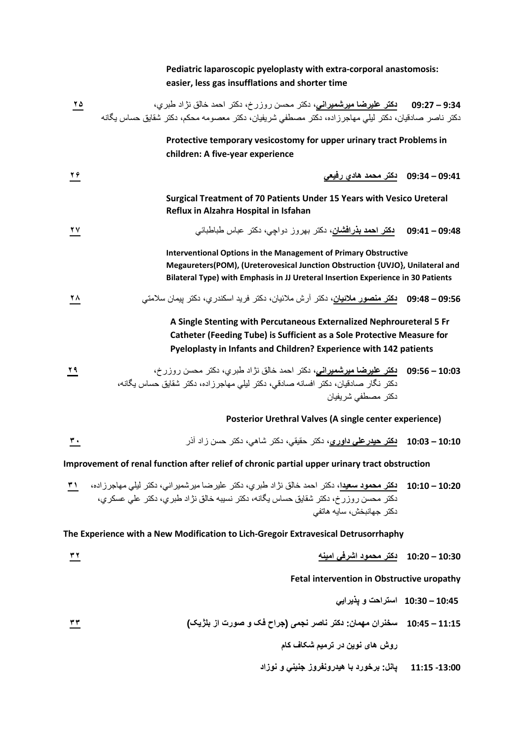**Pediatric laparoscopic pyeloplasty with extra-corporal anastomosis: easier, less gas insufflations and shorter time**

**09:27 – 9:34** **دكتر عليرضا ميرشميراني**، دكتر محسن روزرخ، دكتر احمد خالق نژاد طبري، دكتر ناصر صادقيان، دكتر ليلي مهاجرزاده، دكتر مصطفي شريفيان، دكتر معصومه محكم، دكتر شقايق حساس يگانه — ۲۵

**Protective temporary vesicostomy for upper urinary tract Problems in children: A five-year experience**

**09:34 – 09:41** **دكتر محمد هادي رفيعي** — ۲۶

**Surgical Treatment of 70 Patients Under 15 Years with Vesico Ureteral Reflux in Alzahra Hospital in Isfahan**

**09:41 – 09:48** **دكتر احمد بذرافشان**، دكتر بهروز دواچي، دكتر عباس طباطبائي — ۲۷

**Interventional Options in the Management of Primary Obstructive Megaureters(POM), (Ureterovesical Junction Obstruction {UVJO}, Unilateral and Bilateral Type) with Emphasis in JJ Ureteral Insertion Experience in 30 Patients**

**09:48 – 09:56** **دكتر منصور ملائيان**، دكتر آرش ملائيان، دكتر فريد اسكندري، دكتر پيمان سلامتي — ۲۸

**A Single Stenting with Percutaneous Externalized Nephroureteral 5 Fr Catheter (Feeding Tube) is Sufficient as a Sole Protective Measure for Pyeloplasty in Infants and Children? Experience with 142 patients**

**09:56 – 10:03** **دكتر عليرضا ميرشميراني**، دكتر احمد خالق نژاد طبري، دكتر محسن روزرخ، دكتر نگار صادقيان، دكتر افسانه صادقي، دكتر ليلي مهاجرزاده، دكتر شقايق حساس يگانه، دكتر مصطفي شريفيان — ۲۹

**Posterior Urethral Valves (A single center experience)**

**10:03 – 10:10** **دكتر حيدرعلي داوري**، دكتر حقيقي، دكتر شاهي، دكتر حسن زاد آذر — ۳۰

**Improvement of renal function after relief of chronic partial upper urinary tract obstruction**

**10:10 – 10:20** **دكتر محمود سعيدا**، دكتر احمد خالق نژاد طبري، دكتر عليرضا ميرشميراني، دكتر ليلي مهاجرزاده، دكتر محسن روزرخ، دكتر شقايق حساس يگانه، دكتر نسيبه خالق نژاد طبري، دكتر علي عسكري، دكتر جهانبخش، سايه هاتفي — ۳۱

**The Experience with a New Modification to Lich-Gregoir Extravesical Detrusorrhaphy**

**10:20 – 10:30** **دكتر محمود اشرفي امينه** — ۳۲

**Fetal intervention in Obstructive uropathy**

**10:30 – 10:45** **استراحت و پذيرايي**

**10:45 – 11:15** **سخنران مهمان: دكتر ناصر نجمی (جراح فک و صورت از بلژیک)** — ۳۳

**روش های نوین در ترمیم شکاف کام**

**11:15 -13:00** **پانل: برخورد با هيدرونفروز جنيني و نوزاد**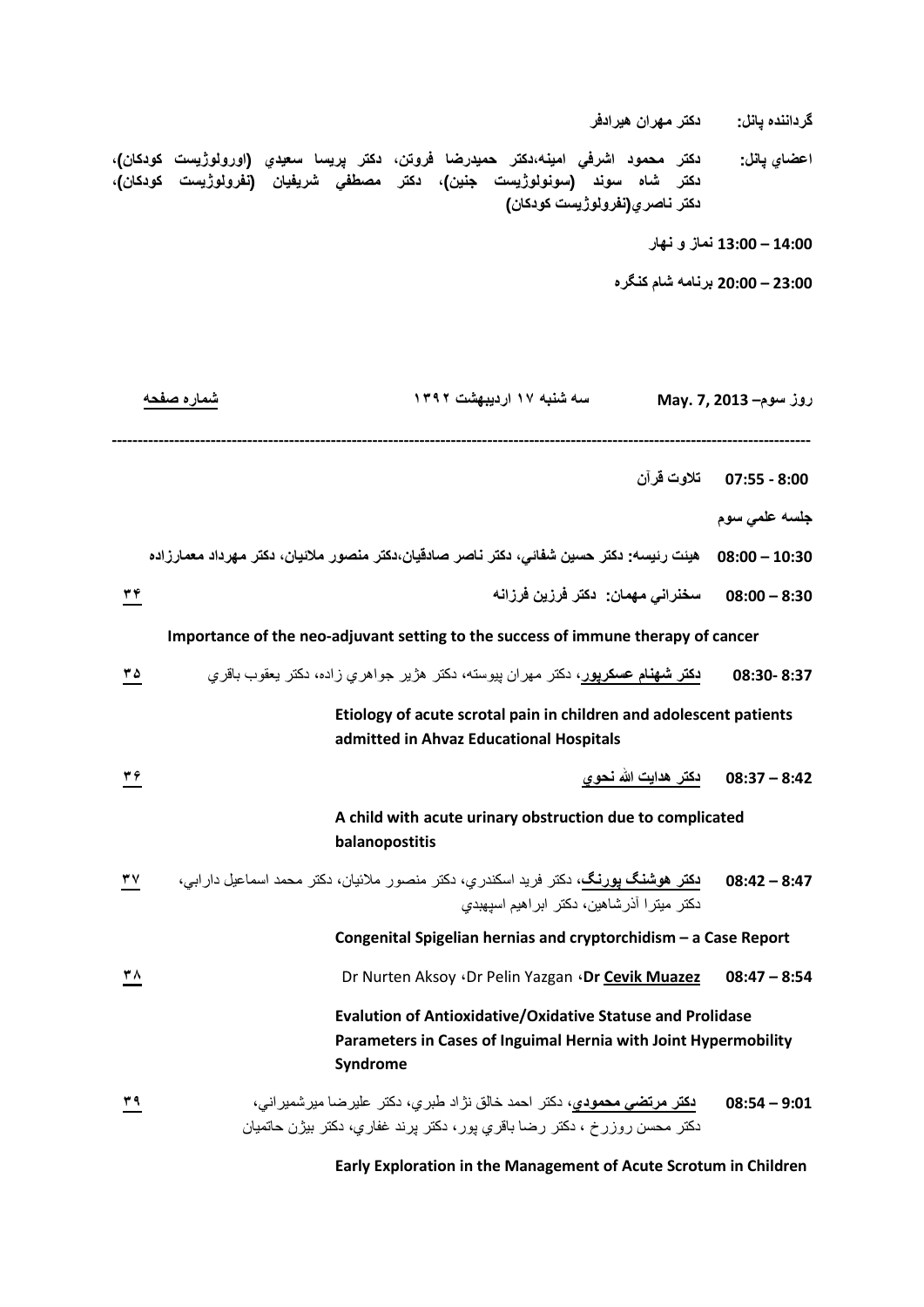**گرداننده پانل:** **دکتر مهران هيرادفر**

**اعضاي پانل:** **دکتر محمود اشرفي امينه،دکتر حميدرضا فروتن، دکتر پريسا سعيدي (اورولوژيست کودکان)، دکتر شاه سوند (سونولوژيست جنين)، دکتر مصطفي شريفيان (نفرولوژيست کودکان)، دکتر ناصري(نفرولوژيست کودکان)**

**13:00 – 14:00 نماز و نهار**

**20:00 – 23:00 برنامه شام کنگره**

**روز سوم– May. 7, 2013** **سه شنبه ۱۷ ارديبهشت ۱۳۹۲** **شماره صفحه**

---

**07:55 - 8:00** **تلاوت قرآن**

**جلسه علمي سوم**

**08:00 – 10:30** **هيئت رئيسه: دکتر حسين شفائي، دکتر ناصر صادقيان،دکتر منصور ملائيان، دکتر مهرداد معمارزاده**

**08:00 – 8:30** **سخنراني مهمان: دکتر فرزين فرزانه** ۳۴

**Importance of the neo-adjuvant setting to the success of immune therapy of cancer**

**08:30- 8:37** **دکتر شهنام عسکرپور**، دکتر مهران پيوسته، دکتر هژير جواهري زاده، دکتر يعقوب باقري ۳۵

**Etiology of acute scrotal pain in children and adolescent patients admitted in Ahvaz Educational Hospitals**

**08:37 – 8:42** **دکتر هدايت الله نحوي** ۳۶

**A child with acute urinary obstruction due to complicated balanopostitis**

**08:42 – 8:47** **دکتر هوشنگ پورنگ**، دکتر فريد اسکندري، دکتر منصور ملائيان، دکتر محمد اسماعيل دارابي، دکتر ميترا آذرشاهين، دکتر ابراهيم اسپهبدي ۳۷

**Congenital Spigelian hernias and cryptorchidism – a Case Report**

**08:47 – 8:54** **Dr Cevik Muazez**، Dr Pelin Yazgan، Dr Nurten Aksoy ۳۸

**Evalution of Antioxidative/Oxidative Statuse and Prolidase Parameters in Cases of Inguimal Hernia with Joint Hypermobility Syndrome**

**08:54 – 9:01** **دکتر مرتضي محمودي**، دکتر احمد خالق نژاد طبري، دکتر عليرضا ميرشميراني، دکتر محسن روزرخ ، دکتر رضا باقري پور، دکتر پرند غفاري، دکتر بيژن حاتميان ۳۹

**Early Exploration in the Management of Acute Scrotum in Children**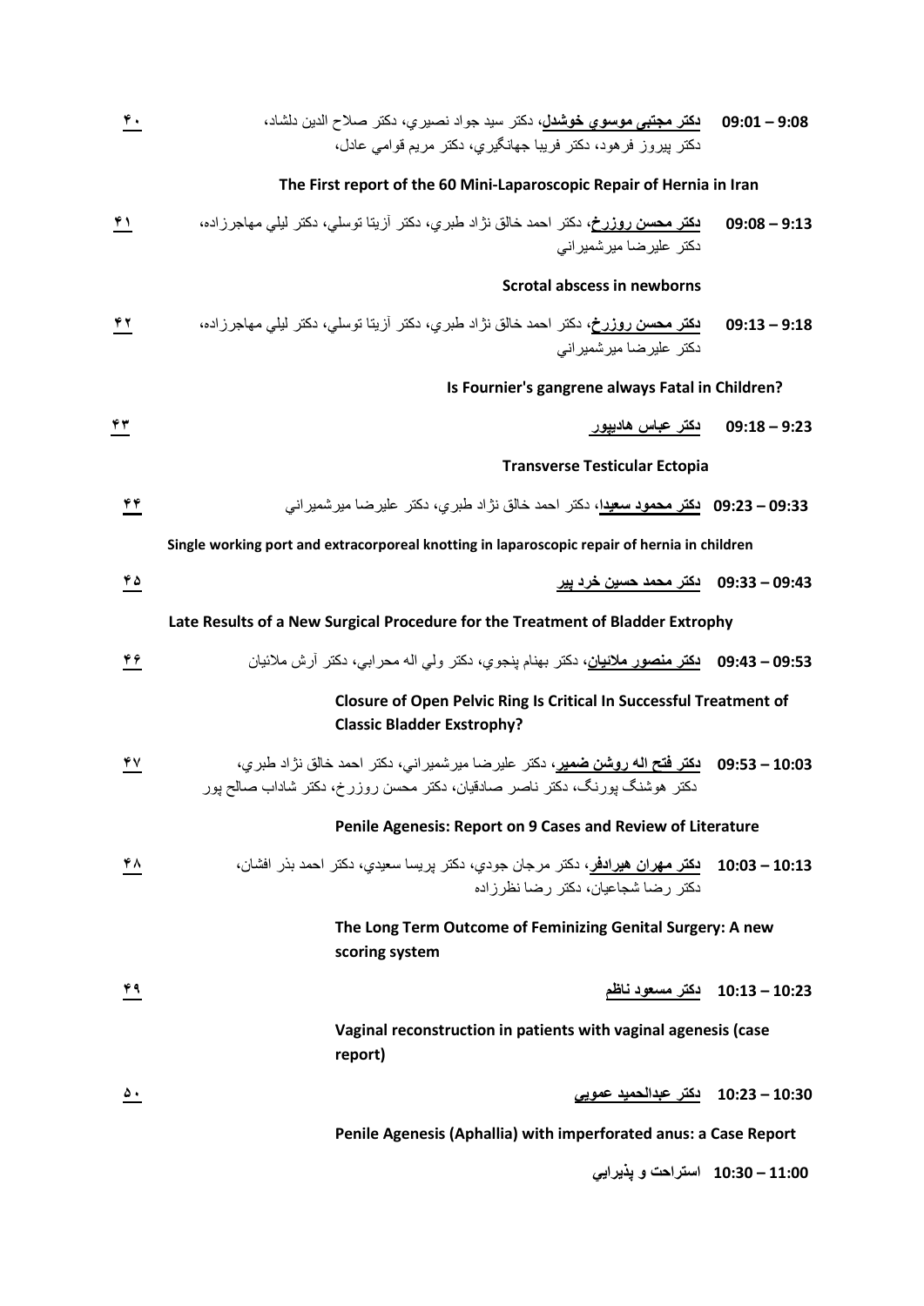**09:01 – 9:08** **دكتر مجتبی موسوي خوشدل**، دكتر سيد جواد نصيري، دكتر صلاح الدين دلشاد، دكتر پيروز فرهود، دكتر فريبا جهانگيري، دكتر مريم قوامي عادل، — ۴۰

**The First report of the 60 Mini-Laparoscopic Repair of Hernia in Iran**

**09:08 – 9:13** **دكتر محسن روزرخ**، دكتر احمد خالق نژاد طبري، دكتر آزيتا توسلي، دكتر ليلي مهاجرزاده، دكتر عليرضا ميرشميراني — ۴۱

**Scrotal abscess in newborns**

**09:13 – 9:18** **دكتر محسن روزرخ**، دكتر احمد خالق نژاد طبري، دكتر آزيتا توسلي، دكتر ليلي مهاجرزاده، دكتر عليرضا ميرشميراني — ۴۲

**Is Fournier's gangrene always Fatal in Children?**

**09:18 – 9:23** **دكتر عباس هاديپور** — ۴۳

**Transverse Testicular Ectopia**

**09:23 – 09:33** **دكتر محمود سعيدا**، دكتر احمد خالق نژاد طبري، دكتر عليرضا ميرشميراني — ۴۴

**Single working port and extracorporeal knotting in laparoscopic repair of hernia in children**

**09:33 – 09:43** **دكتر محمد حسين خرد پير** — ۴۵

**Late Results of a New Surgical Procedure for the Treatment of Bladder Extrophy**

**09:43 – 09:53** **دكتر منصور ملائيان**، دكتر بهنام پنجوي، دكتر ولي اله محرابي، دكتر آرش ملائيان — ۴۶

**Closure of Open Pelvic Ring Is Critical In Successful Treatment of Classic Bladder Exstrophy?**

**09:53 – 10:03** **دكتر فتح اله روشن ضمير**، دكتر عليرضا ميرشميراني، دكتر احمد خالق نژاد طبري، دكتر هوشنگ پورنگ، دكتر ناصر صادقيان، دكتر محسن روزرخ، دكتر شاداب صالح پور — ۴۷

**Penile Agenesis: Report on 9 Cases and Review of Literature**

**10:03 – 10:13** **دكتر مهران هيرادفر**، دكتر مرجان جودي، دكتر پريسا سعيدي، دكتر احمد بذر افشان، دكتر رضا شجاعيان، دكتر رضا نظرزاده — ۴۸

**The Long Term Outcome of Feminizing Genital Surgery: A new scoring system**

**10:13 – 10:23** **دكتر مسعود ناظم** — ۴۹

**Vaginal reconstruction in patients with vaginal agenesis (case report)**

**10:23 – 10:30** **دكتر عبدالحميد عمويي** — ۵۰

**Penile Agenesis (Aphallia) with imperforated anus: a Case Report**

**10:30 – 11:00** **استراحت و پذيرايي**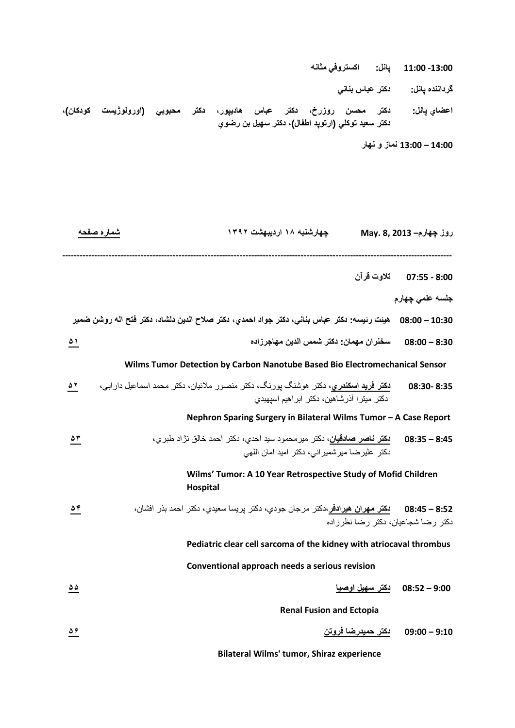**11:00 -13:00** **پانل: اكستروفي مثانه**

**گرداننده پانل: دكتر عباس بناني**

**اعضاي پانل: دكتر محسن روزرخ، دكتر عباس هاديپور، دكتر محبوبي (اورولوژيست كودكان)، دكتر سعيد توكلي (ارتوپد اطفال)، دكتر سهيل بن رضوي**

**13:00 – 14:00 نماز و نهار**

**روز چهارم– May. 8, 2013** **چهارشنبه ۱۸ ارديبهشت ۱۳۹۲** **شماره صفحه**

---

**07:55 - 8:00** **تلاوت قرآن**

**جلسه علمي چهارم**

**08:00 – 10:30** **هيئت رئيسه: دكتر عباس بناني، دكتر جواد احمدي، دكتر صلاح الدين دلشاد، دكتر فتح اله روشن ضمير**

**08:00 – 8:30** **سخنران مهمان: دكتر شمس الدين مهاجرزاده** ۵۱

**Wilms Tumor Detection by Carbon Nanotube Based Bio Electromechanical Sensor**

**08:30- 8:35** **دكتر فريد اسكندري**، دكتر هوشنگ پورنگ، دكتر منصور ملائيان، دكتر محمد اسماعيل دارابي، دكتر ميترا آذرشاهين، دكتر ابراهيم اسپهبدي ۵۲

**Nephron Sparing Surgery in Bilateral Wilms Tumor – A Case Report**

**08:35 – 8:45** **دكتر ناصر صادقيان**، دكتر ميرمحمود سيد احدي، دكتر احمد خالق نژاد طبري، دكتر عليرضا ميرشميراني، دكتر اميد امان اللهي ۵۳

**Wilms' Tumor: A 10 Year Retrospective Study of Mofid Children Hospital**

**08:45 – 8:52** **دكتر مهران هيرادفر**،دكتر مرجان جودي، دكتر پريسا سعيدي، دكتر احمد بذر افشان، دكتر رضا شجاعيان، دكتر رضا نظرزاده ۵۴

**Pediatric clear cell sarcoma of the kidney with atriocaval thrombus**

**Conventional approach needs a serious revision**

**08:52 – 9:00** **دكتر سهيل اوصيا** ۵۵

**Renal Fusion and Ectopia**

**09:00 – 9:10** **دكتر حميدرضا فروتن** ۵۶

**Bilateral Wilms' tumor, Shiraz experience**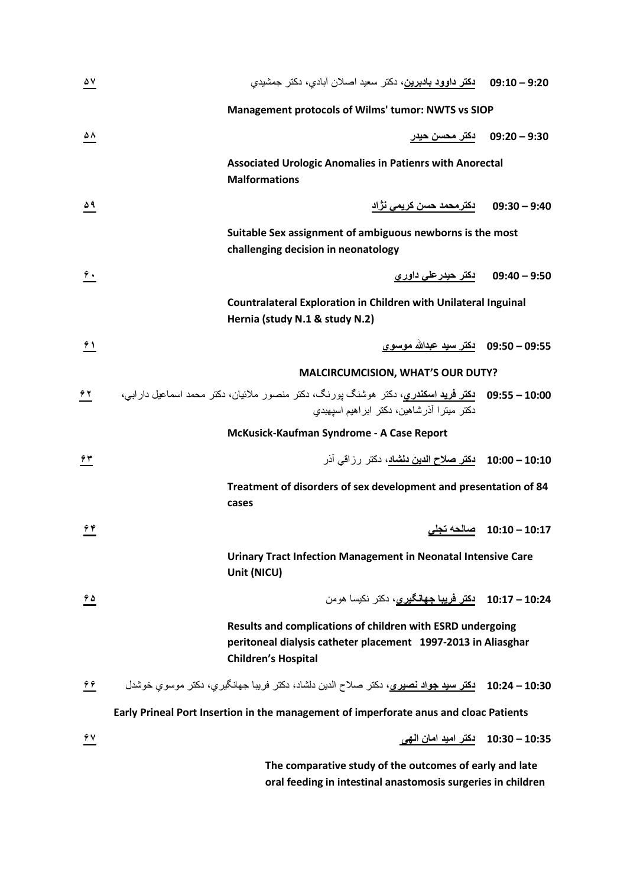**9:20 – 09:10** **دكتر داوود بادبرين**، دكتر سعيد اصلان آبادي، دكتر جمشيدي — ۵۷

**Management protocols of Wilms' tumor: NWTS vs SIOP**

**9:30 – 09:20** **دكتر محسن حيدر** — ۵۸

**Associated Urologic Anomalies in Patienrs with Anorectal Malformations**

**9:40 – 09:30** **دكترمحمد حسن كريمي نژاد** — ۵۹

**Suitable Sex assignment of ambiguous newborns is the most challenging decision in neonatology**

**9:50 – 09:40** **دكتر حيدرعلي داوري** — ۶۰

**Countralateral Exploration in Children with Unilateral Inguinal Hernia (study N.1 & study N.2)**

**09:55 – 09:50** **دكتر سيد عبدالله موسوي** — ۶۱

**MALCIRCUMCISION, WHAT'S OUR DUTY?**

**10:00 – 09:55** **دكتر فريد اسكندري**، دكتر هوشنگ پورنگ، دكتر منصور ملائيان، دكتر محمد اسماعيل دارابي، دكتر ميترا آذرشاهين، دكتر ابراهيم اسپهبدي — ۶۲

**McKusick-Kaufman Syndrome - A Case Report**

**10:10 – 10:00** **دكتر صلاح الدين دلشاد**، دكتر رزاقي آذر — ۶۳

**Treatment of disorders of sex development and presentation of 84 cases**

**10:17 – 10:10** **صالحه تجلي** — ۶۴

**Urinary Tract Infection Management in Neonatal Intensive Care Unit (NICU)**

**10:24 – 10:17** **دكتر فريبا جهانگيري**، دكتر نكيسا هومن — ۶۵

**Results and complications of children with ESRD undergoing peritoneal dialysis catheter placement 1997-2013 in Aliasghar Children's Hospital**

**10:30 – 10:24** **دكتر سيد جواد نصيري**، دكتر صلاح الدين دلشاد، دكتر فريبا جهانگيري، دكتر موسوي خوشدل — ۶۶

**Early Prineal Port Insertion in the management of imperforate anus and cloac Patients**

**10:35 – 10:30** **دكتر اميد امان الهي** — ۶۷

**The comparative study of the outcomes of early and late oral feeding in intestinal anastomosis surgeries in children**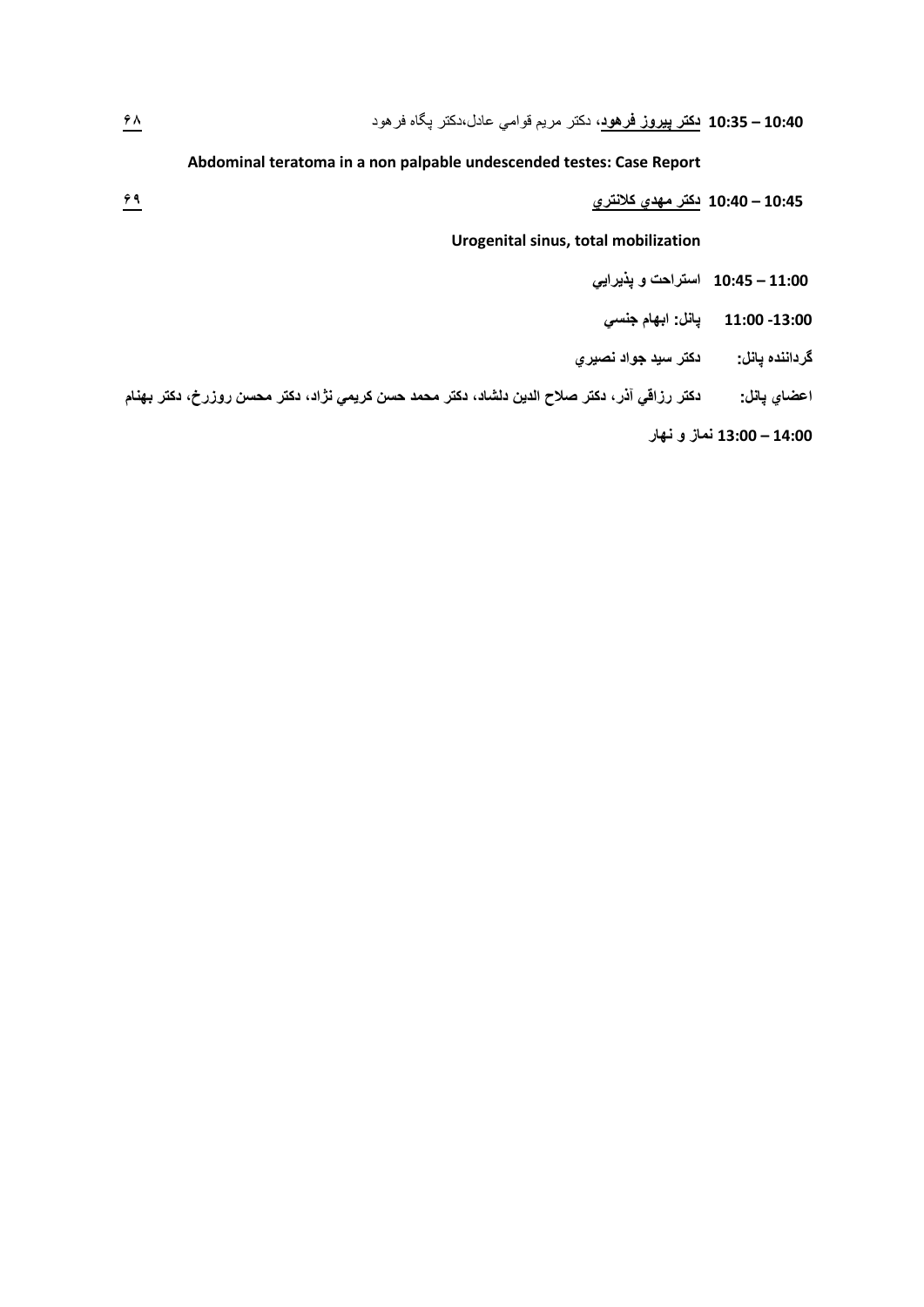**10:40 – 10:35** **دكتر پيروز فرهود**، دكتر مريم قوامي عادل،دكتر پگاه فرهود ۶۸

**Abdominal teratoma in a non palpable undescended testes: Case Report**

**10:45 – 10:40** **دكتر مهدي كلانتري** ۶۹

**Urogenital sinus, total mobilization**

**11:00 – 10:45** **استراحت و پذيرايي**

**13:00- 11:00** **پانل: ابهام جنسي**

**گرداننده پانل:** **دكتر سيد جواد نصيري**

**اعضاي پانل:** **دكتر رزاقي آذر، دكتر صلاح الدين دلشاد، دكتر محمد حسن كريمي نژاد، دكتر محسن روزرخ، دكتر بهنام**

**14:00 – 13:00** **نماز و نهار**